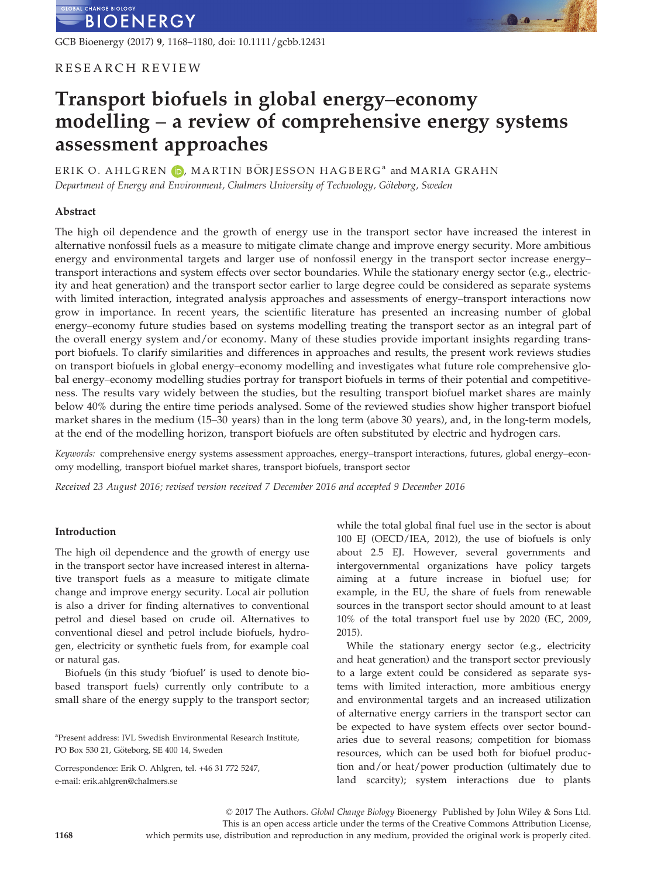GCB Bioenergy (2017) 9, 1168–1180, doi: 10.1111/gcbb.12431

RESEARCH REVIEW

# Transport biofuels in global energy–economy modelling – a review of comprehensive energy systems assessment approaches

ERIK O. AHLGREN, MARTIN BÖRJESSON HAGBERG[a] and MARIA GRAHN

*Department of Energy and Environment, Chalmers University of Technology, Göteborg, Sweden*

## Abstract

The high oil dependence and the growth of energy use in the transport sector have increased the interest in alternative nonfossil fuels as a measure to mitigate climate change and improve energy security. More ambitious energy and environmental targets and larger use of nonfossil energy in the transport sector increase energy–transport interactions and system effects over sector boundaries. While the stationary energy sector (e.g., electricity and heat generation) and the transport sector earlier to large degree could be considered as separate systems with limited interaction, integrated analysis approaches and assessments of energy–transport interactions now grow in importance. In recent years, the scientific literature has presented an increasing number of global energy–economy future studies based on systems modelling treating the transport sector as an integral part of the overall energy system and/or economy. Many of these studies provide important insights regarding transport biofuels. To clarify similarities and differences in approaches and results, the present work reviews studies on transport biofuels in global energy–economy modelling and investigates what future role comprehensive global energy–economy modelling studies portray for transport biofuels in terms of their potential and competitiveness. The results vary widely between the studies, but the resulting transport biofuel market shares are mainly below 40% during the entire time periods analysed. Some of the reviewed studies show higher transport biofuel market shares in the medium (15–30 years) than in the long term (above 30 years), and, in the long-term models, at the end of the modelling horizon, transport biofuels are often substituted by electric and hydrogen cars.

*Keywords:* comprehensive energy systems assessment approaches, energy–transport interactions, futures, global energy–economy modelling, transport biofuel market shares, transport biofuels, transport sector

*Received 23 August 2016; revised version received 7 December 2016 and accepted 9 December 2016*

## Introduction

The high oil dependence and the growth of energy use in the transport sector have increased interest in alternative transport fuels as a measure to mitigate climate change and improve energy security. Local air pollution is also a driver for finding alternatives to conventional petrol and diesel based on crude oil. Alternatives to conventional diesel and petrol include biofuels, hydrogen, electricity or synthetic fuels from, for example coal or natural gas.

Biofuels (in this study 'biofuel' is used to denote biobased transport fuels) currently only contribute to a small share of the energy supply to the transport sector; while the total global final fuel use in the sector is about 100 EJ (OECD/IEA, 2012), the use of biofuels is only about 2.5 EJ. However, several governments and intergovernmental organizations have policy targets aiming at a future increase in biofuel use; for example, in the EU, the share of fuels from renewable sources in the transport sector should amount to at least 10% of the total transport fuel use by 2020 (EC, 2009, 2015).

While the stationary energy sector (e.g., electricity and heat generation) and the transport sector previously to a large extent could be considered as separate systems with limited interaction, more ambitious energy and environmental targets and an increased utilization of alternative energy carriers in the transport sector can be expected to have system effects over sector boundaries due to several reasons; competition for biomass resources, which can be used both for biofuel production and/or heat/power production (ultimately due to land scarcity); system interactions due to plants

[a]Present address: IVL Swedish Environmental Research Institute, PO Box 530 21, Göteborg, SE 400 14, Sweden

Correspondence: Erik O. Ahlgren, tel. +46 31 772 5247, e-mail: erik.ahlgren@chalmers.se

© 2017 The Authors. *Global Change Biology* Bioenergy Published by John Wiley & Sons Ltd. This is an open access article under the terms of the Creative Commons Attribution License, which permits use, distribution and reproduction in any medium, provided the original work is properly cited.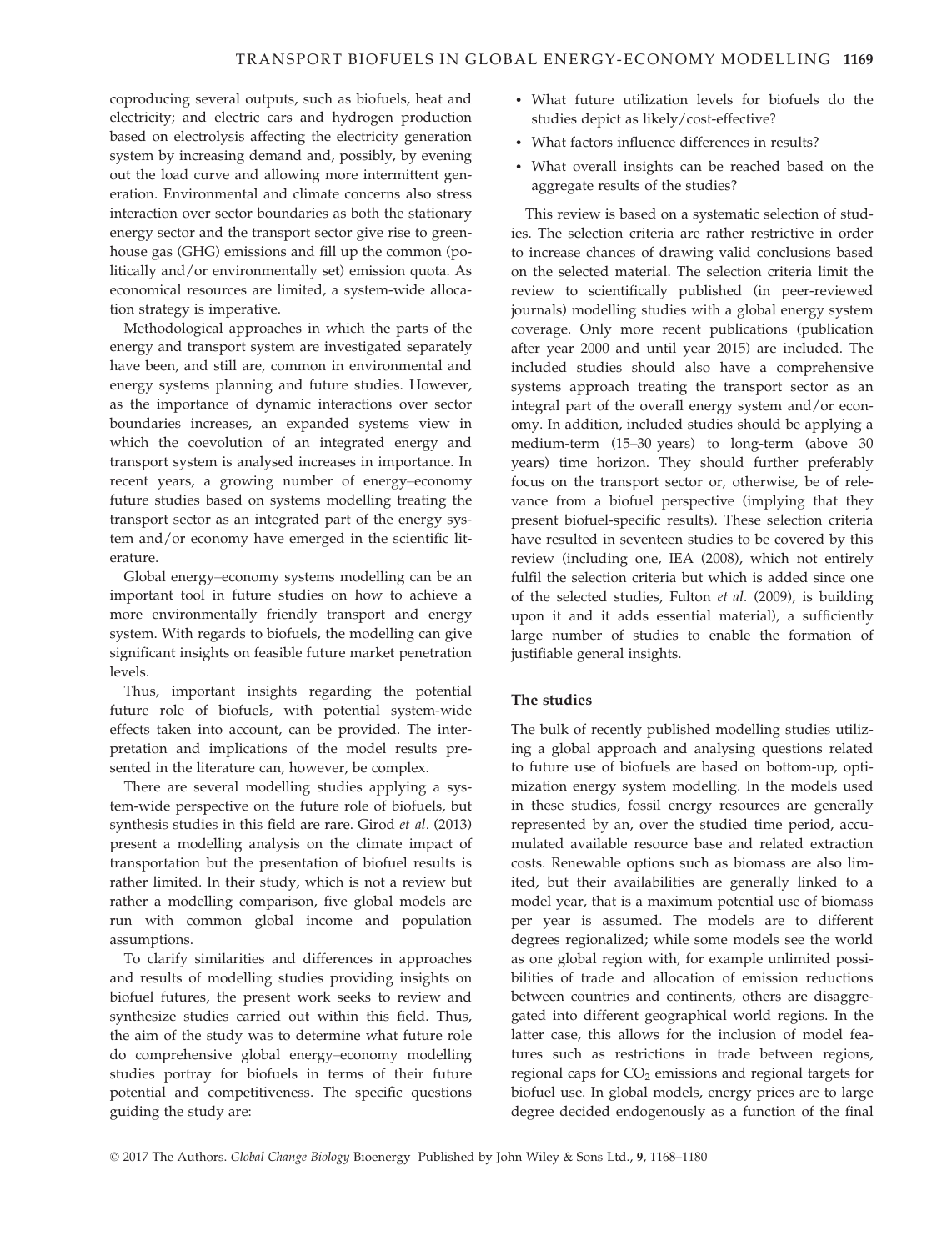coproducing several outputs, such as biofuels, heat and electricity; and electric cars and hydrogen production based on electrolysis affecting the electricity generation system by increasing demand and, possibly, by evening out the load curve and allowing more intermittent generation. Environmental and climate concerns also stress interaction over sector boundaries as both the stationary energy sector and the transport sector give rise to greenhouse gas (GHG) emissions and fill up the common (politically and/or environmentally set) emission quota. As economical resources are limited, a system-wide allocation strategy is imperative.

Methodological approaches in which the parts of the energy and transport system are investigated separately have been, and still are, common in environmental and energy systems planning and future studies. However, as the importance of dynamic interactions over sector boundaries increases, an expanded systems view in which the coevolution of an integrated energy and transport system is analysed increases in importance. In recent years, a growing number of energy–economy future studies based on systems modelling treating the transport sector as an integrated part of the energy system and/or economy have emerged in the scientific literature.

Global energy–economy systems modelling can be an important tool in future studies on how to achieve a more environmentally friendly transport and energy system. With regards to biofuels, the modelling can give significant insights on feasible future market penetration levels.

Thus, important insights regarding the potential future role of biofuels, with potential system-wide effects taken into account, can be provided. The interpretation and implications of the model results presented in the literature can, however, be complex.

There are several modelling studies applying a system-wide perspective on the future role of biofuels, but synthesis studies in this field are rare. Girod *et al.* (2013) present a modelling analysis on the climate impact of transportation but the presentation of biofuel results is rather limited. In their study, which is not a review but rather a modelling comparison, five global models are run with common global income and population assumptions.

To clarify similarities and differences in approaches and results of modelling studies providing insights on biofuel futures, the present work seeks to review and synthesize studies carried out within this field. Thus, the aim of the study was to determine what future role do comprehensive global energy–economy modelling studies portray for biofuels in terms of their future potential and competitiveness. The specific questions guiding the study are:

- What future utilization levels for biofuels do the studies depict as likely/cost-effective?
- What factors influence differences in results?
- What overall insights can be reached based on the aggregate results of the studies?

This review is based on a systematic selection of studies. The selection criteria are rather restrictive in order to increase chances of drawing valid conclusions based on the selected material. The selection criteria limit the review to scientifically published (in peer-reviewed journals) modelling studies with a global energy system coverage. Only more recent publications (publication after year 2000 and until year 2015) are included. The included studies should also have a comprehensive systems approach treating the transport sector as an integral part of the overall energy system and/or economy. In addition, included studies should be applying a medium-term (15–30 years) to long-term (above 30 years) time horizon. They should further preferably focus on the transport sector or, otherwise, be of relevance from a biofuel perspective (implying that they present biofuel-specific results). These selection criteria have resulted in seventeen studies to be covered by this review (including one, IEA (2008), which not entirely fulfil the selection criteria but which is added since one of the selected studies, Fulton *et al.* (2009), is building upon it and it adds essential material), a sufficiently large number of studies to enable the formation of justifiable general insights.

## The studies

The bulk of recently published modelling studies utilizing a global approach and analysing questions related to future use of biofuels are based on bottom-up, optimization energy system modelling. In the models used in these studies, fossil energy resources are generally represented by an, over the studied time period, accumulated available resource base and related extraction costs. Renewable options such as biomass are also limited, but their availabilities are generally linked to a model year, that is a maximum potential use of biomass per year is assumed. The models are to different degrees regionalized; while some models see the world as one global region with, for example unlimited possibilities of trade and allocation of emission reductions between countries and continents, others are disaggregated into different geographical world regions. In the latter case, this allows for the inclusion of model features such as restrictions in trade between regions, regional caps for $CO_2$ emissions and regional targets for biofuel use. In global models, energy prices are to large degree decided endogenously as a function of the final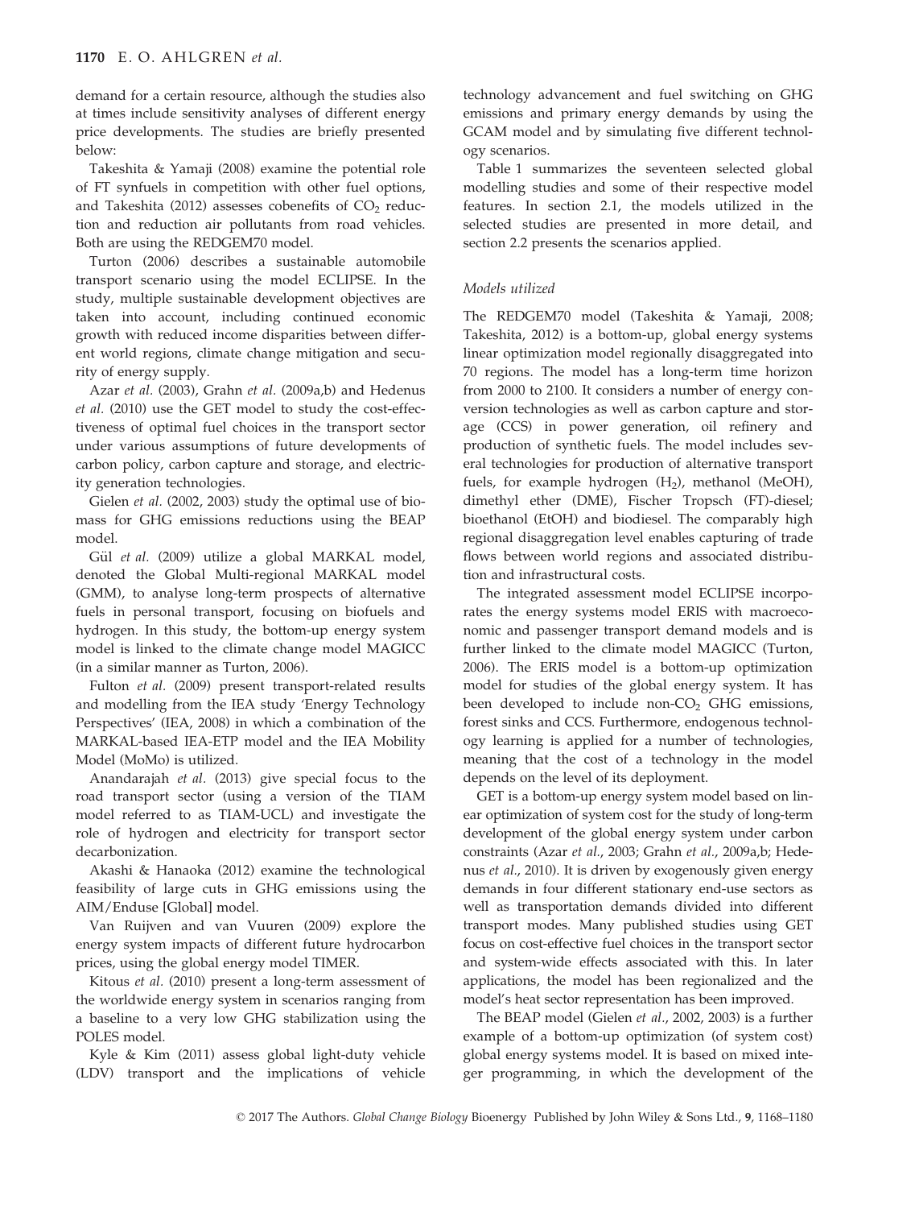demand for a certain resource, although the studies also at times include sensitivity analyses of different energy price developments. The studies are briefly presented below:

Takeshita & Yamaji (2008) examine the potential role of FT synfuels in competition with other fuel options, and Takeshita (2012) assesses cobenefits of $CO_2$ reduction and reduction air pollutants from road vehicles. Both are using the REDGEM70 model.

Turton (2006) describes a sustainable automobile transport scenario using the model ECLIPSE. In the study, multiple sustainable development objectives are taken into account, including continued economic growth with reduced income disparities between different world regions, climate change mitigation and security of energy supply.

Azar *et al.* (2003), Grahn *et al.* (2009a,b) and Hedenus *et al.* (2010) use the GET model to study the cost-effectiveness of optimal fuel choices in the transport sector under various assumptions of future developments of carbon policy, carbon capture and storage, and electricity generation technologies.

Gielen *et al.* (2002, 2003) study the optimal use of biomass for GHG emissions reductions using the BEAP model.

Gül *et al.* (2009) utilize a global MARKAL model, denoted the Global Multi-regional MARKAL model (GMM), to analyse long-term prospects of alternative fuels in personal transport, focusing on biofuels and hydrogen. In this study, the bottom-up energy system model is linked to the climate change model MAGICC (in a similar manner as Turton, 2006).

Fulton *et al.* (2009) present transport-related results and modelling from the IEA study 'Energy Technology Perspectives' (IEA, 2008) in which a combination of the MARKAL-based IEA-ETP model and the IEA Mobility Model (MoMo) is utilized.

Anandarajah *et al.* (2013) give special focus to the road transport sector (using a version of the TIAM model referred to as TIAM-UCL) and investigate the role of hydrogen and electricity for transport sector decarbonization.

Akashi & Hanaoka (2012) examine the technological feasibility of large cuts in GHG emissions using the AIM/Enduse [Global] model.

Van Ruijven and van Vuuren (2009) explore the energy system impacts of different future hydrocarbon prices, using the global energy model TIMER.

Kitous *et al.* (2010) present a long-term assessment of the worldwide energy system in scenarios ranging from a baseline to a very low GHG stabilization using the POLES model.

Kyle & Kim (2011) assess global light-duty vehicle (LDV) transport and the implications of vehicle technology advancement and fuel switching on GHG emissions and primary energy demands by using the GCAM model and by simulating five different technology scenarios.

Table 1 summarizes the seventeen selected global modelling studies and some of their respective model features. In section 2.1, the models utilized in the selected studies are presented in more detail, and section 2.2 presents the scenarios applied.

### *Models utilized*

The REDGEM70 model (Takeshita & Yamaji, 2008; Takeshita, 2012) is a bottom-up, global energy systems linear optimization model regionally disaggregated into 70 regions. The model has a long-term time horizon from 2000 to 2100. It considers a number of energy conversion technologies as well as carbon capture and storage (CCS) in power generation, oil refinery and production of synthetic fuels. The model includes several technologies for production of alternative transport fuels, for example hydrogen ($H_2$), methanol (MeOH), dimethyl ether (DME), Fischer Tropsch (FT)-diesel; bioethanol (EtOH) and biodiesel. The comparably high regional disaggregation level enables capturing of trade flows between world regions and associated distribution and infrastructural costs.

The integrated assessment model ECLIPSE incorporates the energy systems model ERIS with macroeconomic and passenger transport demand models and is further linked to the climate model MAGICC (Turton, 2006). The ERIS model is a bottom-up optimization model for studies of the global energy system. It has been developed to include non-$CO_2$ GHG emissions, forest sinks and CCS. Furthermore, endogenous technology learning is applied for a number of technologies, meaning that the cost of a technology in the model depends on the level of its deployment.

GET is a bottom-up energy system model based on linear optimization of system cost for the study of long-term development of the global energy system under carbon constraints (Azar *et al.*, 2003; Grahn *et al.*, 2009a,b; Hedenus *et al.*, 2010). It is driven by exogenously given energy demands in four different stationary end-use sectors as well as transportation demands divided into different transport modes. Many published studies using GET focus on cost-effective fuel choices in the transport sector and system-wide effects associated with this. In later applications, the model has been regionalized and the model's heat sector representation has been improved.

The BEAP model (Gielen *et al.*, 2002, 2003) is a further example of a bottom-up optimization (of system cost) global energy systems model. It is based on mixed integer programming, in which the development of the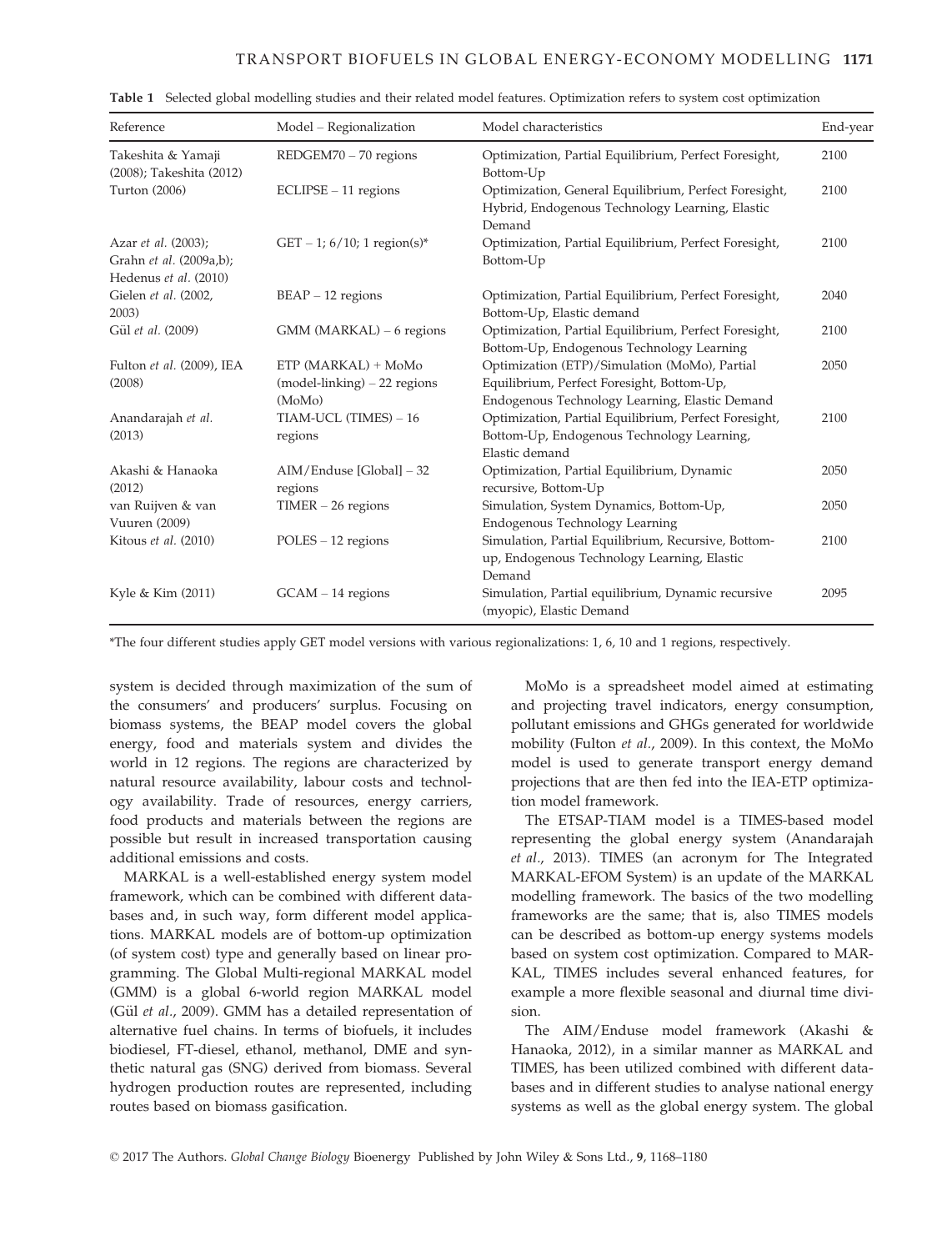**Table 1** Selected global modelling studies and their related model features. Optimization refers to system cost optimization

| Reference | Model – Regionalization | Model characteristics | End-year |
|---|---|---|---|
| Takeshita & Yamaji (2008); Takeshita (2012) | REDGEM70 – 70 regions | Optimization, Partial Equilibrium, Perfect Foresight, Bottom-Up | 2100 |
| Turton (2006) | ECLIPSE – 11 regions | Optimization, General Equilibrium, Perfect Foresight, Hybrid, Endogenous Technology Learning, Elastic Demand | 2100 |
| Azar *et al.* (2003); Grahn *et al.* (2009a,b); Hedenus *et al.* (2010) | GET – 1; 6/10; 1 region(s)* | Optimization, Partial Equilibrium, Perfect Foresight, Bottom-Up | 2100 |
| Gielen *et al.* (2002, 2003) | BEAP – 12 regions | Optimization, Partial Equilibrium, Perfect Foresight, Bottom-Up, Elastic demand | 2040 |
| Gül *et al.* (2009) | GMM (MARKAL) – 6 regions | Optimization, Partial Equilibrium, Perfect Foresight, Bottom-Up, Endogenous Technology Learning | 2100 |
| Fulton *et al.* (2009), IEA (2008) | ETP (MARKAL) + MoMo (model-linking) – 22 regions (MoMo) | Optimization (ETP)/Simulation (MoMo), Partial Equilibrium, Perfect Foresight, Bottom-Up, Endogenous Technology Learning, Elastic Demand | 2050 |
| Anandarajah *et al.* (2013) | TIAM-UCL (TIMES) – 16 regions | Optimization, Partial Equilibrium, Perfect Foresight, Bottom-Up, Endogenous Technology Learning, Elastic demand | 2100 |
| Akashi & Hanaoka (2012) | AIM/Enduse [Global] – 32 regions | Optimization, Partial Equilibrium, Dynamic recursive, Bottom-Up | 2050 |
| van Ruijven & van Vuuren (2009) | TIMER – 26 regions | Simulation, System Dynamics, Bottom-Up, Endogenous Technology Learning | 2050 |
| Kitous *et al.* (2010) | POLES – 12 regions | Simulation, Partial Equilibrium, Recursive, Bottom-up, Endogenous Technology Learning, Elastic Demand | 2100 |
| Kyle & Kim (2011) | GCAM – 14 regions | Simulation, Partial equilibrium, Dynamic recursive (myopic), Elastic Demand | 2095 |

*The four different studies apply GET model versions with various regionalizations: 1, 6, 10 and 1 regions, respectively.

system is decided through maximization of the sum of the consumers' and producers' surplus. Focusing on biomass systems, the BEAP model covers the global energy, food and materials system and divides the world in 12 regions. The regions are characterized by natural resource availability, labour costs and technology availability. Trade of resources, energy carriers, food products and materials between the regions are possible but result in increased transportation causing additional emissions and costs.

MARKAL is a well-established energy system model framework, which can be combined with different databases and, in such way, form different model applications. MARKAL models are of bottom-up optimization (of system cost) type and generally based on linear programming. The Global Multi-regional MARKAL model (GMM) is a global 6-world region MARKAL model (Gül *et al.*, 2009). GMM has a detailed representation of alternative fuel chains. In terms of biofuels, it includes biodiesel, FT-diesel, ethanol, methanol, DME and synthetic natural gas (SNG) derived from biomass. Several hydrogen production routes are represented, including routes based on biomass gasification.

MoMo is a spreadsheet model aimed at estimating and projecting travel indicators, energy consumption, pollutant emissions and GHGs generated for worldwide mobility (Fulton *et al.*, 2009). In this context, the MoMo model is used to generate transport energy demand projections that are then fed into the IEA-ETP optimization model framework.

The ETSAP-TIAM model is a TIMES-based model representing the global energy system (Anandarajah *et al.*, 2013). TIMES (an acronym for The Integrated MARKAL-EFOM System) is an update of the MARKAL modelling framework. The basics of the two modelling frameworks are the same; that is, also TIMES models can be described as bottom-up energy systems models based on system cost optimization. Compared to MARKAL, TIMES includes several enhanced features, for example a more flexible seasonal and diurnal time division.

The AIM/Enduse model framework (Akashi & Hanaoka, 2012), in a similar manner as MARKAL and TIMES, has been utilized combined with different databases and in different studies to analyse national energy systems as well as the global energy system. The global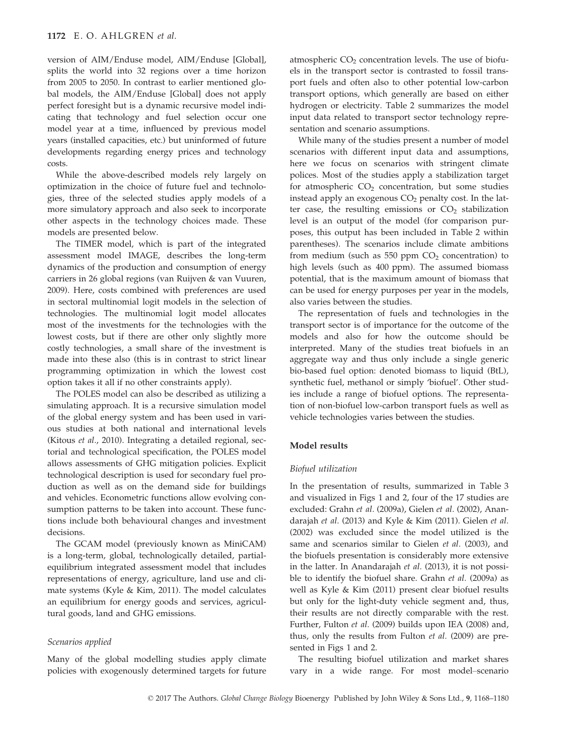version of AIM/Enduse model, AIM/Enduse [Global], splits the world into 32 regions over a time horizon from 2005 to 2050. In contrast to earlier mentioned global models, the AIM/Enduse [Global] does not apply perfect foresight but is a dynamic recursive model indicating that technology and fuel selection occur one model year at a time, influenced by previous model years (installed capacities, etc.) but uninformed of future developments regarding energy prices and technology costs.

While the above-described models rely largely on optimization in the choice of future fuel and technologies, three of the selected studies apply models of a more simulatory approach and also seek to incorporate other aspects in the technology choices made. These models are presented below.

The TIMER model, which is part of the integrated assessment model IMAGE, describes the long-term dynamics of the production and consumption of energy carriers in 26 global regions (van Ruijven & van Vuuren, 2009). Here, costs combined with preferences are used in sectoral multinomial logit models in the selection of technologies. The multinomial logit model allocates most of the investments for the technologies with the lowest costs, but if there are other only slightly more costly technologies, a small share of the investment is made into these also (this is in contrast to strict linear programming optimization in which the lowest cost option takes it all if no other constraints apply).

The POLES model can also be described as utilizing a simulating approach. It is a recursive simulation model of the global energy system and has been used in various studies at both national and international levels (Kitous *et al.*, 2010). Integrating a detailed regional, sectorial and technological specification, the POLES model allows assessments of GHG mitigation policies. Explicit technological description is used for secondary fuel production as well as on the demand side for buildings and vehicles. Econometric functions allow evolving consumption patterns to be taken into account. These functions include both behavioural changes and investment decisions.

The GCAM model (previously known as MiniCAM) is a long-term, global, technologically detailed, partial-equilibrium integrated assessment model that includes representations of energy, agriculture, land use and climate systems (Kyle & Kim, 2011). The model calculates an equilibrium for energy goods and services, agricultural goods, land and GHG emissions.

### *Scenarios applied*

Many of the global modelling studies apply climate policies with exogenously determined targets for future atmospheric $CO_2$ concentration levels. The use of biofuels in the transport sector is contrasted to fossil transport fuels and often also to other potential low-carbon transport options, which generally are based on either hydrogen or electricity. Table 2 summarizes the model input data related to transport sector technology representation and scenario assumptions.

While many of the studies present a number of model scenarios with different input data and assumptions, here we focus on scenarios with stringent climate polices. Most of the studies apply a stabilization target for atmospheric $CO_2$ concentration, but some studies instead apply an exogenous $CO_2$ penalty cost. In the latter case, the resulting emissions or $CO_2$ stabilization level is an output of the model (for comparison purposes, this output has been included in Table 2 within parentheses). The scenarios include climate ambitions from medium (such as 550 ppm $CO_2$ concentration) to high levels (such as 400 ppm). The assumed biomass potential, that is the maximum amount of biomass that can be used for energy purposes per year in the models, also varies between the studies.

The representation of fuels and technologies in the transport sector is of importance for the outcome of the models and also for how the outcome should be interpreted. Many of the studies treat biofuels in an aggregate way and thus only include a single generic bio-based fuel option: denoted biomass to liquid (BtL), synthetic fuel, methanol or simply 'biofuel'. Other studies include a range of biofuel options. The representation of non-biofuel low-carbon transport fuels as well as vehicle technologies varies between the studies.

## Model results

### *Biofuel utilization*

In the presentation of results, summarized in Table 3 and visualized in Figs 1 and 2, four of the 17 studies are excluded: Grahn *et al.* (2009a), Gielen *et al.* (2002), Anandarajah *et al.* (2013) and Kyle & Kim (2011). Gielen *et al.* (2002) was excluded since the model utilized is the same and scenarios similar to Gielen *et al.* (2003), and the biofuels presentation is considerably more extensive in the latter. In Anandarajah *et al.* (2013), it is not possible to identify the biofuel share. Grahn *et al.* (2009a) as well as Kyle & Kim (2011) present clear biofuel results but only for the light-duty vehicle segment and, thus, their results are not directly comparable with the rest. Further, Fulton *et al.* (2009) builds upon IEA (2008) and, thus, only the results from Fulton *et al.* (2009) are presented in Figs 1 and 2.

The resulting biofuel utilization and market shares vary in a wide range. For most model–scenario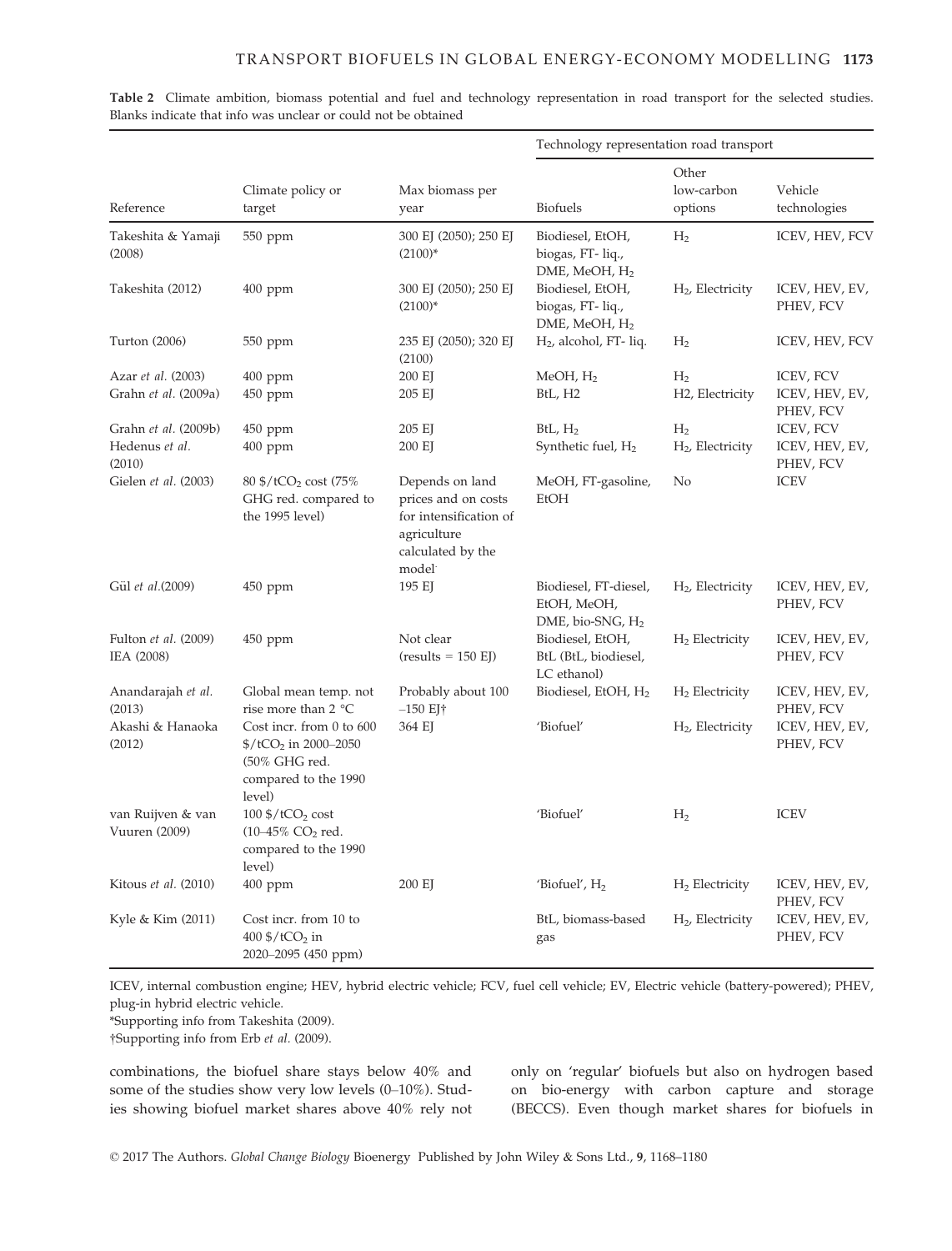**Table 2** Climate ambition, biomass potential and fuel and technology representation in road transport for the selected studies. Blanks indicate that info was unclear or could not be obtained

| Reference | Climate policy or target | Max biomass per year | Technology representation road transport | | |
|---|---|---|---|---|---|
| | | | Biofuels | Other low-carbon options | Vehicle technologies |
| Takeshita & Yamaji (2008) | 550 ppm | 300 EJ (2050); 250 EJ (2100)* | Biodiesel, EtOH, biogas, FT- liq., DME, MeOH, $H_2$ | $H_2$ | ICEV, HEV, FCV |
| Takeshita (2012) | 400 ppm | 300 EJ (2050); 250 EJ (2100)* | Biodiesel, EtOH, biogas, FT- liq., DME, MeOH, $H_2$ | $H_2$, Electricity | ICEV, HEV, EV, PHEV, FCV |
| Turton (2006) | 550 ppm | 235 EJ (2050); 320 EJ (2100) | $H_2$, alcohol, FT- liq. | $H_2$ | ICEV, HEV, FCV |
| Azar *et al.* (2003) | 400 ppm | 200 EJ | MeOH, $H_2$ | $H_2$ | ICEV, FCV |
| Grahn *et al.* (2009a) | 450 ppm | 205 EJ | BtL, H2 | H2, Electricity | ICEV, HEV, EV, PHEV, FCV |
| Grahn *et al.* (2009b) | 450 ppm | 205 EJ | BtL, $H_2$ | $H_2$ | ICEV, FCV |
| Hedenus *et al.* (2010) | 400 ppm | 200 EJ | Synthetic fuel, $H_2$ | $H_2$, Electricity | ICEV, HEV, EV, PHEV, FCV |
| Gielen *et al.* (2003) | 80 $/t$CO_2$ cost (75% GHG red. compared to the 1995 level) | Depends on land prices and on costs for intensification of agriculture calculated by the model | MeOH, FT-gasoline, EtOH | No | ICEV |
| Gül *et al.*(2009) | 450 ppm | 195 EJ | Biodiesel, FT-diesel, EtOH, MeOH, DME, bio-SNG, $H_2$ | $H_2$, Electricity | ICEV, HEV, EV, PHEV, FCV |
| Fulton *et al.* (2009) IEA (2008) | 450 ppm | Not clear (results = 150 EJ) | Biodiesel, EtOH, BtL (BtL, biodiesel, LC ethanol) | $H_2$ Electricity | ICEV, HEV, EV, PHEV, FCV |
| Anandarajah *et al.* (2013) | Global mean temp. not rise more than 2 °C | Probably about 100 –150 EJ† | Biodiesel, EtOH, $H_2$ | $H_2$ Electricity | ICEV, HEV, EV, PHEV, FCV |
| Akashi & Hanaoka (2012) | Cost incr. from 0 to 600 $/t$CO_2$ in 2000–2050 (50% GHG red. compared to the 1990 level) | 364 EJ | 'Biofuel' | $H_2$, Electricity | ICEV, HEV, EV, PHEV, FCV |
| van Ruijven & van Vuuren (2009) | 100 $/t$CO_2$ cost (10–45% $CO_2$ red. compared to the 1990 level) | | 'Biofuel' | $H_2$ | ICEV |
| Kitous *et al.* (2010) | 400 ppm | 200 EJ | 'Biofuel', $H_2$ | $H_2$ Electricity | ICEV, HEV, EV, PHEV, FCV |
| Kyle & Kim (2011) | Cost incr. from 10 to 400 $/t$CO_2$ in 2020–2095 (450 ppm) | | BtL, biomass-based gas | $H_2$, Electricity | ICEV, HEV, EV, PHEV, FCV |

ICEV, internal combustion engine; HEV, hybrid electric vehicle; FCV, fuel cell vehicle; EV, Electric vehicle (battery-powered); PHEV, plug-in hybrid electric vehicle.

*Supporting info from Takeshita (2009).

†Supporting info from Erb *et al.* (2009).

combinations, the biofuel share stays below 40% and some of the studies show very low levels (0–10%). Studies showing biofuel market shares above 40% rely not only on 'regular' biofuels but also on hydrogen based on bio-energy with carbon capture and storage (BECCS). Even though market shares for biofuels in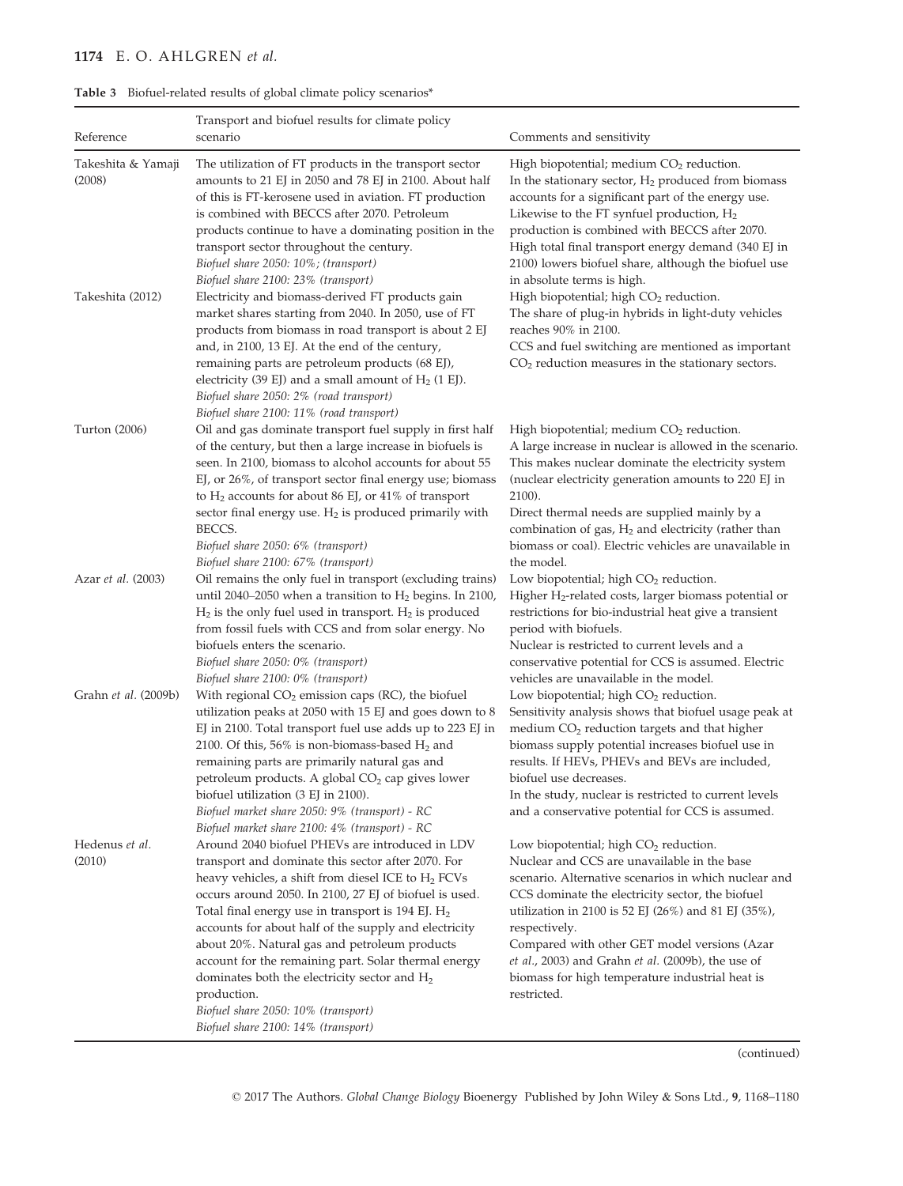**Table 3** Biofuel-related results of global climate policy scenarios*

| Reference | Transport and biofuel results for climate policy scenario | Comments and sensitivity |
|---|---|---|
| Takeshita & Yamaji (2008) | The utilization of FT products in the transport sector amounts to 21 EJ in 2050 and 78 EJ in 2100. About half of this is FT-kerosene used in aviation. FT production is combined with BECCS after 2070. Petroleum products continue to have a dominating position in the transport sector throughout the century. *Biofuel share 2050: 10%; (transport)* *Biofuel share 2100: 23% (transport)* | High biopotential; medium $CO_2$ reduction. In the stationary sector, $H_2$ produced from biomass accounts for a significant part of the energy use. Likewise to the FT synfuel production, $H_2$ production is combined with BECCS after 2070. High total final transport energy demand (340 EJ in 2100) lowers biofuel share, although the biofuel use in absolute terms is high. |
| Takeshita (2012) | Electricity and biomass-derived FT products gain market shares starting from 2040. In 2050, use of FT products from biomass in road transport is about 2 EJ and, in 2100, 13 EJ. At the end of the century, remaining parts are petroleum products (68 EJ), electricity (39 EJ) and a small amount of $H_2$ (1 EJ). *Biofuel share 2050: 2% (road transport)* *Biofuel share 2100: 11% (road transport)* | High biopotential; high $CO_2$ reduction. The share of plug-in hybrids in light-duty vehicles reaches 90% in 2100. CCS and fuel switching are mentioned as important $CO_2$ reduction measures in the stationary sectors. |
| Turton (2006) | Oil and gas dominate transport fuel supply in first half of the century, but then a large increase in biofuels is seen. In 2100, biomass to alcohol accounts for about 55 EJ, or 26%, of transport sector final energy use; biomass to $H_2$ accounts for about 86 EJ, or 41% of transport sector final energy use. $H_2$ is produced primarily with BECCS. *Biofuel share 2050: 6% (transport)* *Biofuel share 2100: 67% (transport)* | High biopotential; medium $CO_2$ reduction. A large increase in nuclear is allowed in the scenario. This makes nuclear dominate the electricity system (nuclear electricity generation amounts to 220 EJ in 2100). Direct thermal needs are supplied mainly by a combination of gas, $H_2$ and electricity (rather than biomass or coal). Electric vehicles are unavailable in the model. |
| Azar *et al.* (2003) | Oil remains the only fuel in transport (excluding trains) until 2040–2050 when a transition to $H_2$ begins. In 2100, $H_2$ is the only fuel used in transport. $H_2$ is produced from fossil fuels with CCS and from solar energy. No biofuels enters the scenario. *Biofuel share 2050: 0% (transport)* *Biofuel share 2100: 0% (transport)* | Low biopotential; high $CO_2$ reduction. Higher $H_2$-related costs, larger biomass potential or restrictions for bio-industrial heat give a transient period with biofuels. Nuclear is restricted to current levels and a conservative potential for CCS is assumed. Electric vehicles are unavailable in the model. |
| Grahn *et al.* (2009b) | With regional $CO_2$ emission caps (RC), the biofuel utilization peaks at 2050 with 15 EJ and goes down to 8 EJ in 2100. Total transport fuel use adds up to 223 EJ in 2100. Of this, 56% is non-biomass-based $H_2$ and remaining parts are primarily natural gas and petroleum products. A global $CO_2$ cap gives lower biofuel utilization (3 EJ in 2100). *Biofuel market share 2050: 9% (transport) - RC* *Biofuel market share 2100: 4% (transport) - RC* | Low biopotential; high $CO_2$ reduction. Sensitivity analysis shows that biofuel usage peak at medium $CO_2$ reduction targets and that higher biomass supply potential increases biofuel use in results. If HEVs, PHEVs and BEVs are included, biofuel use decreases. In the study, nuclear is restricted to current levels and a conservative potential for CCS is assumed. |
| Hedenus *et al.* (2010) | Around 2040 biofuel PHEVs are introduced in LDV transport and dominate this sector after 2070. For heavy vehicles, a shift from diesel ICE to $H_2$ FCVs occurs around 2050. In 2100, 27 EJ of biofuel is used. Total final energy use in transport is 194 EJ. $H_2$ accounts for about half of the supply and electricity about 20%. Natural gas and petroleum products account for the remaining part. Solar thermal energy dominates both the electricity sector and $H_2$ production. *Biofuel share 2050: 10% (transport)* *Biofuel share 2100: 14% (transport)* | Low biopotential; high $CO_2$ reduction. Nuclear and CCS are unavailable in the base scenario. Alternative scenarios in which nuclear and CCS dominate the electricity sector, the biofuel utilization in 2100 is 52 EJ (26%) and 81 EJ (35%), respectively. Compared with other GET model versions (Azar *et al.*, 2003) and Grahn *et al.* (2009b), the use of biomass for high temperature industrial heat is restricted. |

(continued)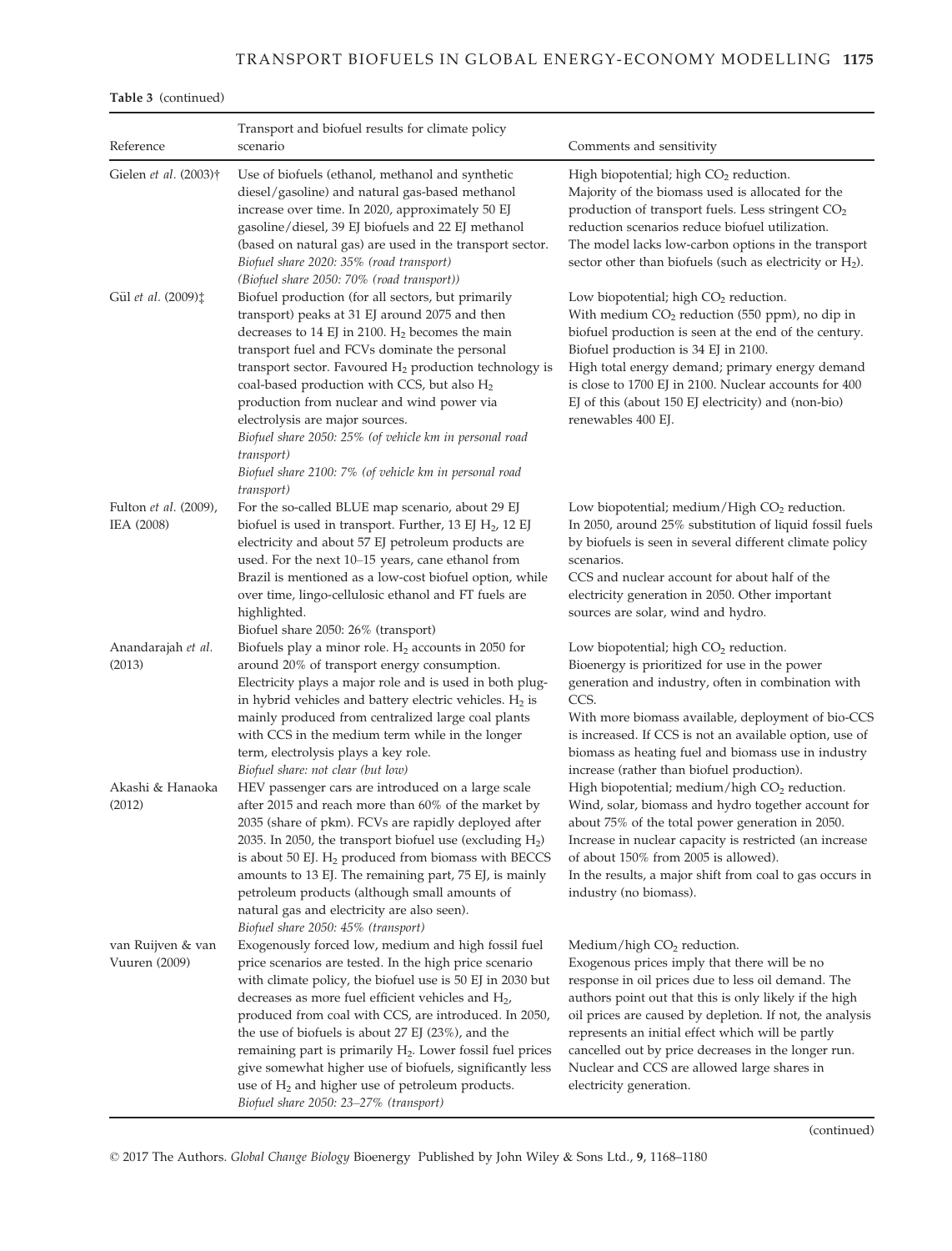**Table 3** (continued)

| Reference | Transport and biofuel results for climate policy scenario | Comments and sensitivity |
|---|---|---|
| Gielen *et al.* (2003)† | Use of biofuels (ethanol, methanol and synthetic diesel/gasoline) and natural gas-based methanol increase over time. In 2020, approximately 50 EJ gasoline/diesel, 39 EJ biofuels and 22 EJ methanol (based on natural gas) are used in the transport sector. *Biofuel share 2020: 35% (road transport)* *(Biofuel share 2050: 70% (road transport))* | High biopotential; high $CO_2$ reduction. Majority of the biomass used is allocated for the production of transport fuels. Less stringent $CO_2$ reduction scenarios reduce biofuel utilization. The model lacks low-carbon options in the transport sector other than biofuels (such as electricity or $H_2$). |
| Gül *et al.* (2009)‡ | Biofuel production (for all sectors, but primarily transport) peaks at 31 EJ around 2075 and then decreases to 14 EJ in 2100. $H_2$ becomes the main transport fuel and FCVs dominate the personal transport sector. Favoured $H_2$ production technology is coal-based production with CCS, but also $H_2$ production from nuclear and wind power via electrolysis are major sources. *Biofuel share 2050: 25% (of vehicle km in personal road transport)* *Biofuel share 2100: 7% (of vehicle km in personal road transport)* | Low biopotential; high $CO_2$ reduction. With medium $CO_2$ reduction (550 ppm), no dip in biofuel production is seen at the end of the century. Biofuel production is 34 EJ in 2100. High total energy demand; primary energy demand is close to 1700 EJ in 2100. Nuclear accounts for 400 EJ of this (about 150 EJ electricity) and (non-bio) renewables 400 EJ. |
| Fulton *et al.* (2009), IEA (2008) | For the so-called BLUE map scenario, about 29 EJ biofuel is used in transport. Further, 13 EJ $H_2$, 12 EJ electricity and about 57 EJ petroleum products are used. For the next 10–15 years, cane ethanol from Brazil is mentioned as a low-cost biofuel option, while over time, lingo-cellulosic ethanol and FT fuels are highlighted. Biofuel share 2050: 26% (transport) | Low biopotential; medium/High $CO_2$ reduction. In 2050, around 25% substitution of liquid fossil fuels by biofuels is seen in several different climate policy scenarios. CCS and nuclear account for about half of the electricity generation in 2050. Other important sources are solar, wind and hydro. |
| Anandarajah *et al.* (2013) | Biofuels play a minor role. $H_2$ accounts in 2050 for around 20% of transport energy consumption. Electricity plays a major role and is used in both plug-in hybrid vehicles and battery electric vehicles. $H_2$ is mainly produced from centralized large coal plants with CCS in the medium term while in the longer term, electrolysis plays a key role. *Biofuel share: not clear (but low)* | Low biopotential; high $CO_2$ reduction. Bioenergy is prioritized for use in the power generation and industry, often in combination with CCS. With more biomass available, deployment of bio-CCS is increased. If CCS is not an available option, use of biomass as heating fuel and biomass use in industry increase (rather than biofuel production). |
| Akashi & Hanaoka (2012) | HEV passenger cars are introduced on a large scale after 2015 and reach more than 60% of the market by 2035 (share of pkm). FCVs are rapidly deployed after 2035. In 2050, the transport biofuel use (excluding $H_2$) is about 50 EJ. $H_2$ produced from biomass with BECCS amounts to 13 EJ. The remaining part, 75 EJ, is mainly petroleum products (although small amounts of natural gas and electricity are also seen). *Biofuel share 2050: 45% (transport)* | High biopotential; medium/high $CO_2$ reduction. Wind, solar, biomass and hydro together account for about 75% of the total power generation in 2050. Increase in nuclear capacity is restricted (an increase of about 150% from 2005 is allowed). In the results, a major shift from coal to gas occurs in industry (no biomass). |
| van Ruijven & van Vuuren (2009) | Exogenously forced low, medium and high fossil fuel price scenarios are tested. In the high price scenario with climate policy, the biofuel use is 50 EJ in 2030 but decreases as more fuel efficient vehicles and $H_2$, produced from coal with CCS, are introduced. In 2050, the use of biofuels is about 27 EJ (23%), and the remaining part is primarily $H_2$. Lower fossil fuel prices give somewhat higher use of biofuels, significantly less use of $H_2$ and higher use of petroleum products. *Biofuel share 2050: 23–27% (transport)* | Medium/high $CO_2$ reduction. Exogenous prices imply that there will be no response in oil prices due to less oil demand. The authors point out that this is only likely if the high oil prices are caused by depletion. If not, the analysis represents an initial effect which will be partly cancelled out by price decreases in the longer run. Nuclear and CCS are allowed large shares in electricity generation. |

(continued)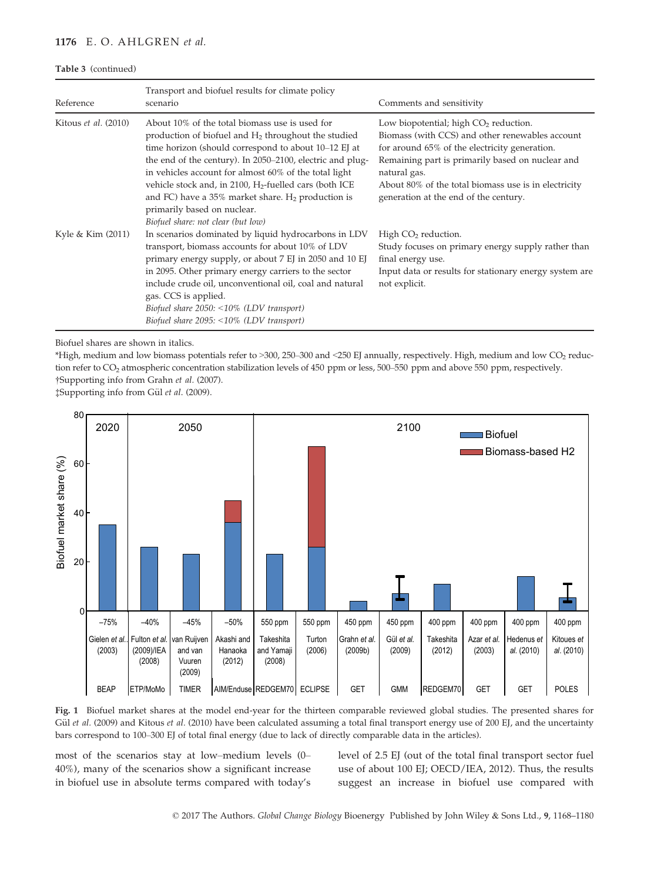Table 3 (continued)

| Reference | Transport and biofuel results for climate policy scenario | Comments and sensitivity |
|---|---|---|
| Kitous *et al.* (2010) | About 10% of the total biomass use is used for production of biofuel and $H_2$ throughout the studied time horizon (should correspond to about 10–12 EJ at the end of the century). In 2050–2100, electric and plug-in vehicles account for almost 60% of the total light vehicle stock and, in 2100, $H_2$-fuelled cars (both ICE and FC) have a 35% market share. $H_2$ production is primarily based on nuclear. *Biofuel share: not clear (but low)* | Low biopotential; high $CO_2$ reduction. Biomass (with CCS) and other renewables account for around 65% of the electricity generation. Remaining part is primarily based on nuclear and natural gas. About 80% of the total biomass use is in electricity generation at the end of the century. |
| Kyle & Kim (2011) | In scenarios dominated by liquid hydrocarbons in LDV transport, biomass accounts for about 10% of LDV primary energy supply, or about 7 EJ in 2050 and 10 EJ in 2095. Other primary energy carriers to the sector include crude oil, unconventional oil, coal and natural gas. CCS is applied. *Biofuel share 2050: <10% (LDV transport)* *Biofuel share 2095: <10% (LDV transport)* | High $CO_2$ reduction. Study focuses on primary energy supply rather than final energy use. Input data or results for stationary energy system are not explicit. |

Biofuel shares are shown in italics.

*High, medium and low biomass potentials refer to >300, 250–300 and <250 EJ annually, respectively. High, medium and low $CO_2$ reduction refer to $CO_2$ atmospheric concentration stabilization levels of 450 ppm or less, 500–550 ppm and above 550 ppm, respectively.
†Supporting info from Grahn *et al.* (2007).
‡Supporting info from Gül *et al.* (2009).

Fig. 1 Biofuel market shares at the model end-year for the thirteen comparable reviewed global studies. The presented shares for Gül *et al.* (2009) and Kitous *et al.* (2010) have been calculated assuming a total final transport energy use of 200 EJ, and the uncertainty bars correspond to 100–300 EJ of total final energy (due to lack of directly comparable data in the articles).

most of the scenarios stay at low–medium levels (0–40%), many of the scenarios show a significant increase in biofuel use in absolute terms compared with today's level of 2.5 EJ (out of the total final transport sector fuel use of about 100 EJ; OECD/IEA, 2012). Thus, the results suggest an increase in biofuel use compared with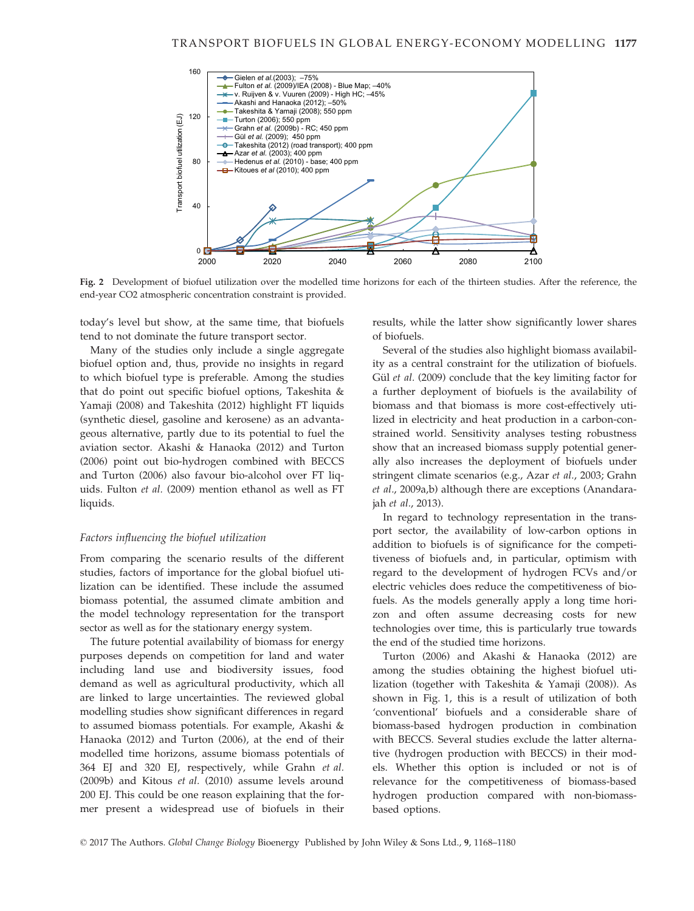Fig. 2 Development of biofuel utilization over the modelled time horizons for each of the thirteen studies. After the reference, the end-year CO2 atmospheric concentration constraint is provided.

today's level but show, at the same time, that biofuels tend to not dominate the future transport sector.

Many of the studies only include a single aggregate biofuel option and, thus, provide no insights in regard to which biofuel type is preferable. Among the studies that do point out specific biofuel options, Takeshita & Yamaji (2008) and Takeshita (2012) highlight FT liquids (synthetic diesel, gasoline and kerosene) as an advantageous alternative, partly due to its potential to fuel the aviation sector. Akashi & Hanaoka (2012) and Turton (2006) point out bio-hydrogen combined with BECCS and Turton (2006) also favour bio-alcohol over FT liquids. Fulton *et al.* (2009) mention ethanol as well as FT liquids.

### *Factors influencing the biofuel utilization*

From comparing the scenario results of the different studies, factors of importance for the global biofuel utilization can be identified. These include the assumed biomass potential, the assumed climate ambition and the model technology representation for the transport sector as well as for the stationary energy system.

The future potential availability of biomass for energy purposes depends on competition for land and water including land use and biodiversity issues, food demand as well as agricultural productivity, which all are linked to large uncertainties. The reviewed global modelling studies show significant differences in regard to assumed biomass potentials. For example, Akashi & Hanaoka (2012) and Turton (2006), at the end of their modelled time horizons, assume biomass potentials of 364 EJ and 320 EJ, respectively, while Grahn *et al.* (2009b) and Kitous *et al.* (2010) assume levels around 200 EJ. This could be one reason explaining that the former present a widespread use of biofuels in their results, while the latter show significantly lower shares of biofuels.

Several of the studies also highlight biomass availability as a central constraint for the utilization of biofuels. Gül *et al.* (2009) conclude that the key limiting factor for a further deployment of biofuels is the availability of biomass and that biomass is more cost-effectively utilized in electricity and heat production in a carbon-constrained world. Sensitivity analyses testing robustness show that an increased biomass supply potential generally also increases the deployment of biofuels under stringent climate scenarios (e.g., Azar *et al.*, 2003; Grahn *et al.*, 2009a,b) although there are exceptions (Anandarajah *et al.*, 2013).

In regard to technology representation in the transport sector, the availability of low-carbon options in addition to biofuels is of significance for the competitiveness of biofuels and, in particular, optimism with regard to the development of hydrogen FCVs and/or electric vehicles does reduce the competitiveness of biofuels. As the models generally apply a long time horizon and often assume decreasing costs for new technologies over time, this is particularly true towards the end of the studied time horizons.

Turton (2006) and Akashi & Hanaoka (2012) are among the studies obtaining the highest biofuel utilization (together with Takeshita & Yamaji (2008)). As shown in Fig. 1, this is a result of utilization of both 'conventional' biofuels and a considerable share of biomass-based hydrogen production in combination with BECCS. Several studies exclude the latter alternative (hydrogen production with BECCS) in their models. Whether this option is included or not is of relevance for the competitiveness of biomass-based hydrogen production compared with non-biomass-based options.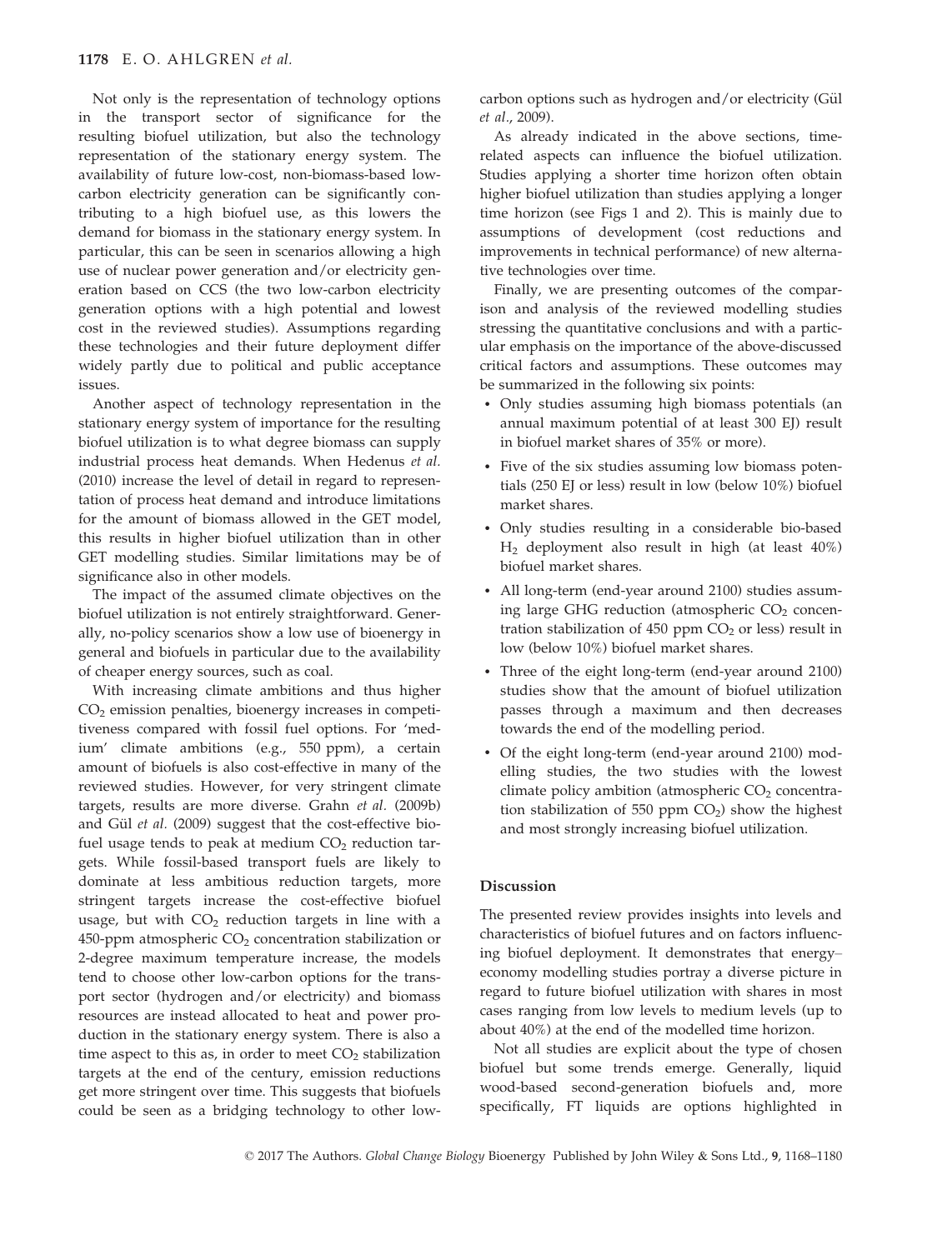Not only is the representation of technology options in the transport sector of significance for the resulting biofuel utilization, but also the technology representation of the stationary energy system. The availability of future low-cost, non-biomass-based low-carbon electricity generation can be significantly contributing to a high biofuel use, as this lowers the demand for biomass in the stationary energy system. In particular, this can be seen in scenarios allowing a high use of nuclear power generation and/or electricity generation based on CCS (the two low-carbon electricity generation options with a high potential and lowest cost in the reviewed studies). Assumptions regarding these technologies and their future deployment differ widely partly due to political and public acceptance issues.

Another aspect of technology representation in the stationary energy system of importance for the resulting biofuel utilization is to what degree biomass can supply industrial process heat demands. When Hedenus *et al.* (2010) increase the level of detail in regard to representation of process heat demand and introduce limitations for the amount of biomass allowed in the GET model, this results in higher biofuel utilization than in other GET modelling studies. Similar limitations may be of significance also in other models.

The impact of the assumed climate objectives on the biofuel utilization is not entirely straightforward. Generally, no-policy scenarios show a low use of bioenergy in general and biofuels in particular due to the availability of cheaper energy sources, such as coal.

With increasing climate ambitions and thus higher $CO_2$ emission penalties, bioenergy increases in competitiveness compared with fossil fuel options. For 'medium' climate ambitions (e.g., 550 ppm), a certain amount of biofuels is also cost-effective in many of the reviewed studies. However, for very stringent climate targets, results are more diverse. Grahn *et al.* (2009b) and Gül *et al.* (2009) suggest that the cost-effective biofuel usage tends to peak at medium $CO_2$ reduction targets. While fossil-based transport fuels are likely to dominate at less ambitious reduction targets, more stringent targets increase the cost-effective biofuel usage, but with $CO_2$ reduction targets in line with a 450-ppm atmospheric $CO_2$ concentration stabilization or 2-degree maximum temperature increase, the models tend to choose other low-carbon options for the transport sector (hydrogen and/or electricity) and biomass resources are instead allocated to heat and power production in the stationary energy system. There is also a time aspect to this as, in order to meet $CO_2$ stabilization targets at the end of the century, emission reductions get more stringent over time. This suggests that biofuels could be seen as a bridging technology to other low-carbon options such as hydrogen and/or electricity (Gül *et al.*, 2009).

As already indicated in the above sections, time-related aspects can influence the biofuel utilization. Studies applying a shorter time horizon often obtain higher biofuel utilization than studies applying a longer time horizon (see Figs 1 and 2). This is mainly due to assumptions of development (cost reductions and improvements in technical performance) of new alternative technologies over time.

Finally, we are presenting outcomes of the comparison and analysis of the reviewed modelling studies stressing the quantitative conclusions and with a particular emphasis on the importance of the above-discussed critical factors and assumptions. These outcomes may be summarized in the following six points:

- Only studies assuming high biomass potentials (an annual maximum potential of at least 300 EJ) result in biofuel market shares of 35% or more).
- Five of the six studies assuming low biomass potentials (250 EJ or less) result in low (below 10%) biofuel market shares.
- Only studies resulting in a considerable bio-based $H_2$ deployment also result in high (at least 40%) biofuel market shares.
- All long-term (end-year around 2100) studies assuming large GHG reduction (atmospheric $CO_2$ concentration stabilization of 450 ppm $CO_2$ or less) result in low (below 10%) biofuel market shares.
- Three of the eight long-term (end-year around 2100) studies show that the amount of biofuel utilization passes through a maximum and then decreases towards the end of the modelling period.
- Of the eight long-term (end-year around 2100) modelling studies, the two studies with the lowest climate policy ambition (atmospheric $CO_2$ concentration stabilization of 550 ppm $CO_2$) show the highest and most strongly increasing biofuel utilization.

## Discussion

The presented review provides insights into levels and characteristics of biofuel futures and on factors influencing biofuel deployment. It demonstrates that energy–economy modelling studies portray a diverse picture in regard to future biofuel utilization with shares in most cases ranging from low levels to medium levels (up to about 40%) at the end of the modelled time horizon.

Not all studies are explicit about the type of chosen biofuel but some trends emerge. Generally, liquid wood-based second-generation biofuels and, more specifically, FT liquids are options highlighted in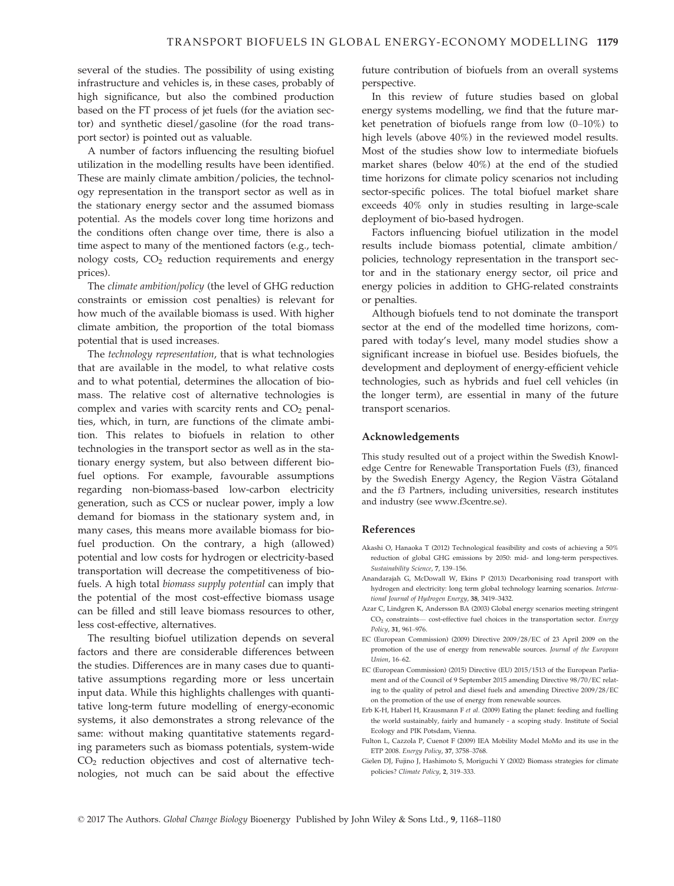several of the studies. The possibility of using existing infrastructure and vehicles is, in these cases, probably of high significance, but also the combined production based on the FT process of jet fuels (for the aviation sector) and synthetic diesel/gasoline (for the road transport sector) is pointed out as valuable.

A number of factors influencing the resulting biofuel utilization in the modelling results have been identified. These are mainly climate ambition/policies, the technology representation in the transport sector as well as in the stationary energy sector and the assumed biomass potential. As the models cover long time horizons and the conditions often change over time, there is also a time aspect to many of the mentioned factors (e.g., technology costs, $CO_2$ reduction requirements and energy prices).

The *climate ambition/policy* (the level of GHG reduction constraints or emission cost penalties) is relevant for how much of the available biomass is used. With higher climate ambition, the proportion of the total biomass potential that is used increases.

The *technology representation*, that is what technologies that are available in the model, to what relative costs and to what potential, determines the allocation of biomass. The relative cost of alternative technologies is complex and varies with scarcity rents and $CO_2$ penalties, which, in turn, are functions of the climate ambition. This relates to biofuels in relation to other technologies in the transport sector as well as in the stationary energy system, but also between different biofuel options. For example, favourable assumptions regarding non-biomass-based low-carbon electricity generation, such as CCS or nuclear power, imply a low demand for biomass in the stationary system and, in many cases, this means more available biomass for biofuel production. On the contrary, a high (allowed) potential and low costs for hydrogen or electricity-based transportation will decrease the competitiveness of biofuels. A high total *biomass supply potential* can imply that the potential of the most cost-effective biomass usage can be filled and still leave biomass resources to other, less cost-effective, alternatives.

The resulting biofuel utilization depends on several factors and there are considerable differences between the studies. Differences are in many cases due to quantitative assumptions regarding more or less uncertain input data. While this highlights challenges with quantitative long-term future modelling of energy-economic systems, it also demonstrates a strong relevance of the same: without making quantitative statements regarding parameters such as biomass potentials, system-wide $CO_2$ reduction objectives and cost of alternative technologies, not much can be said about the effective future contribution of biofuels from an overall systems perspective.

In this review of future studies based on global energy systems modelling, we find that the future market penetration of biofuels range from low (0–10%) to high levels (above 40%) in the reviewed model results. Most of the studies show low to intermediate biofuels market shares (below 40%) at the end of the studied time horizons for climate policy scenarios not including sector-specific polices. The total biofuel market share exceeds 40% only in studies resulting in large-scale deployment of bio-based hydrogen.

Factors influencing biofuel utilization in the model results include biomass potential, climate ambition/policies, technology representation in the transport sector and in the stationary energy sector, oil price and energy policies in addition to GHG-related constraints or penalties.

Although biofuels tend to not dominate the transport sector at the end of the modelled time horizons, compared with today's level, many model studies show a significant increase in biofuel use. Besides biofuels, the development and deployment of energy-efficient vehicle technologies, such as hybrids and fuel cell vehicles (in the longer term), are essential in many of the future transport scenarios.

## Acknowledgements

This study resulted out of a project within the Swedish Knowledge Centre for Renewable Transportation Fuels (f3), financed by the Swedish Energy Agency, the Region Västra Götaland and the f3 Partners, including universities, research institutes and industry (see www.f3centre.se).

## References

Akashi O, Hanaoka T (2012) Technological feasibility and costs of achieving a 50% reduction of global GHG emissions by 2050: mid- and long-term perspectives. *Sustainability Science*, **7**, 139–156.

Anandarajah G, McDowall W, Ekins P (2013) Decarbonising road transport with hydrogen and electricity: long term global technology learning scenarios. *International Journal of Hydrogen Energy*, **38**, 3419–3432.

Azar C, Lindgren K, Andersson BA (2003) Global energy scenarios meeting stringent $CO_2$ constraints— cost-effective fuel choices in the transportation sector. *Energy Policy*, **31**, 961–976.

EC (European Commission) (2009) Directive 2009/28/EC of 23 April 2009 on the promotion of the use of energy from renewable sources. *Journal of the European Union*, 16–62.

EC (European Commission) (2015) Directive (EU) 2015/1513 of the European Parliament and of the Council of 9 September 2015 amending Directive 98/70/EC relating to the quality of petrol and diesel fuels and amending Directive 2009/28/EC on the promotion of the use of energy from renewable sources.

Erb K-H, Haberl H, Krausmann F *et al.* (2009) Eating the planet: feeding and fuelling the world sustainably, fairly and humanely - a scoping study. Institute of Social Ecology and PIK Potsdam, Vienna.

Fulton L, Cazzola P, Cuenot F (2009) IEA Mobility Model MoMo and its use in the ETP 2008. *Energy Policy*, **37**, 3758–3768.

Gielen DJ, Fujino J, Hashimoto S, Moriguchi Y (2002) Biomass strategies for climate policies? *Climate Policy*, **2**, 319–333.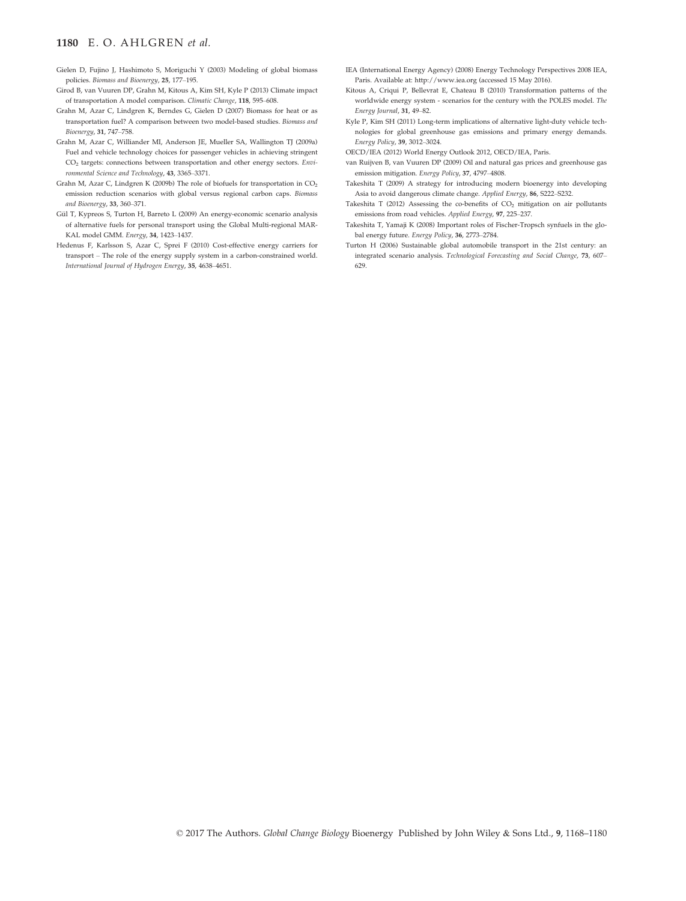Gielen D, Fujino J, Hashimoto S, Moriguchi Y (2003) Modeling of global biomass policies. *Biomass and Bioenergy*, **25**, 177–195.

Girod B, van Vuuren DP, Grahn M, Kitous A, Kim SH, Kyle P (2013) Climate impact of transportation A model comparison. *Climatic Change*, **118**, 595–608.

Grahn M, Azar C, Lindgren K, Berndes G, Gielen D (2007) Biomass for heat or as transportation fuel? A comparison between two model-based studies. *Biomass and Bioenergy*, **31**, 747–758.

Grahn M, Azar C, Williander MI, Anderson JE, Mueller SA, Wallington TJ (2009a) Fuel and vehicle technology choices for passenger vehicles in achieving stringent $CO_2$ targets: connections between transportation and other energy sectors. *Environmental Science and Technology*, **43**, 3365–3371.

Grahn M, Azar C, Lindgren K (2009b) The role of biofuels for transportation in $CO_2$ emission reduction scenarios with global versus regional carbon caps. *Biomass and Bioenergy*, **33**, 360–371.

Gül T, Kypreos S, Turton H, Barreto L (2009) An energy-economic scenario analysis of alternative fuels for personal transport using the Global Multi-regional MARKAL model GMM. *Energy*, **34**, 1423–1437.

Hedenus F, Karlsson S, Azar C, Sprei F (2010) Cost-effective energy carriers for transport – The role of the energy supply system in a carbon-constrained world. *International Journal of Hydrogen Energy*, **35**, 4638–4651.

IEA (International Energy Agency) (2008) Energy Technology Perspectives 2008 IEA, Paris. Available at: http://www.iea.org (accessed 15 May 2016).

Kitous A, Criqui P, Bellevrat E, Chateau B (2010) Transformation patterns of the worldwide energy system - scenarios for the century with the POLES model. *The Energy Journal*, **31**, 49–82.

Kyle P, Kim SH (2011) Long-term implications of alternative light-duty vehicle technologies for global greenhouse gas emissions and primary energy demands. *Energy Policy*, **39**, 3012–3024.

OECD/IEA (2012) World Energy Outlook 2012, OECD/IEA, Paris.

van Ruijven B, van Vuuren DP (2009) Oil and natural gas prices and greenhouse gas emission mitigation. *Energy Policy*, **37**, 4797–4808.

Takeshita T (2009) A strategy for introducing modern bioenergy into developing Asia to avoid dangerous climate change. *Applied Energy*, **86**, S222–S232.

Takeshita T (2012) Assessing the co-benefits of $CO_2$ mitigation on air pollutants emissions from road vehicles. *Applied Energy*, **97**, 225–237.

Takeshita T, Yamaji K (2008) Important roles of Fischer-Tropsch synfuels in the global energy future. *Energy Policy*, **36**, 2773–2784.

Turton H (2006) Sustainable global automobile transport in the 21st century: an integrated scenario analysis. *Technological Forecasting and Social Change*, **73**, 607–629.